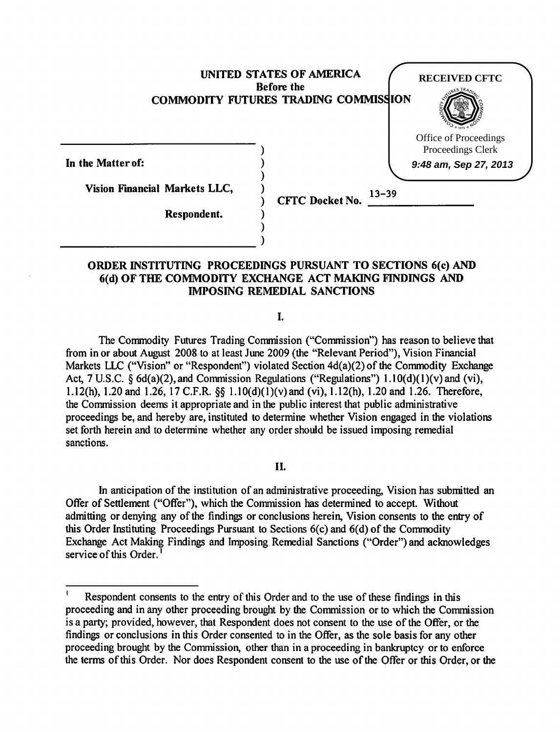**UNITED STATES OF AMERICA**
**Before the**
**COMMODITY FUTURES TRADING COMMISSION**

RECEIVED CFTC
Office of Proceedings
Proceedings Clerk
*9:48 am, Sep 27, 2013*

| | |
|---|---|
| **In the Matter of:** | |
| **Vision Financial Markets LLC,** | **CFTC Docket No.** 13-39 |
| **Respondent.** | |

## ORDER INSTITUTING PROCEEDINGS PURSUANT TO SECTIONS 6(c) AND 6(d) OF THE COMMODITY EXCHANGE ACT MAKING FINDINGS AND IMPOSING REMEDIAL SANCTIONS

### I.

The Commodity Futures Trading Commission ("Commission") has reason to believe that from in or about August 2008 to at least June 2009 (the "Relevant Period"), Vision Financial Markets LLC ("Vision" or "Respondent") violated Section 4d(a)(2) of the Commodity Exchange Act, 7 U.S.C. § 6d(a)(2), and Commission Regulations ("Regulations") 1.10(d)(1)(v) and (vi), 1.12(h), 1.20 and 1.26, 17 C.F.R. §§ 1.10(d)(1)(v) and (vi), 1.12(h), 1.20 and 1.26. Therefore, the Commission deems it appropriate and in the public interest that public administrative proceedings be, and hereby are, instituted to determine whether Vision engaged in the violations set forth herein and to determine whether any order should be issued imposing remedial sanctions.

### II.

In anticipation of the institution of an administrative proceeding, Vision has submitted an Offer of Settlement ("Offer"), which the Commission has determined to accept. Without admitting or denying any of the findings or conclusions herein, Vision consents to the entry of this Order Instituting Proceedings Pursuant to Sections 6(c) and 6(d) of the Commodity Exchange Act Making Findings and Imposing Remedial Sanctions ("Order") and acknowledges service of this Order.[1]

---

[1] Respondent consents to the entry of this Order and to the use of these findings in this proceeding and in any other proceeding brought by the Commission or to which the Commission is a party; provided, however, that Respondent does not consent to the use of the Offer, or the findings or conclusions in this Order consented to in the Offer, as the sole basis for any other proceeding brought by the Commission, other than in a proceeding in bankruptcy or to enforce the terms of this Order. Nor does Respondent consent to the use of the Offer or this Order, or the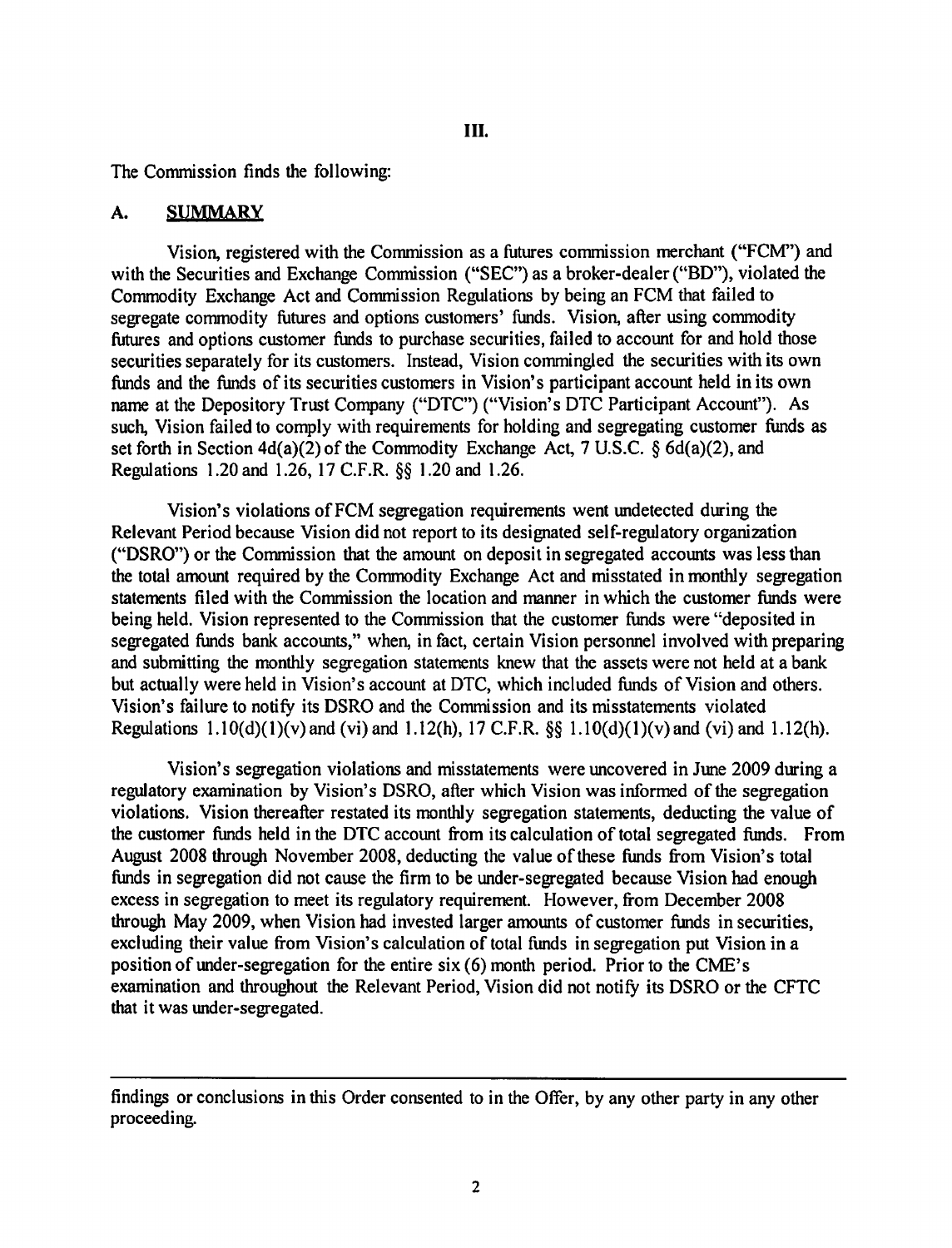## III.

The Commission finds the following:

### A. SUMMARY

Vision, registered with the Commission as a futures commission merchant ("FCM") and with the Securities and Exchange Commission ("SEC") as a broker-dealer ("BD"), violated the Commodity Exchange Act and Commission Regulations by being an FCM that failed to segregate commodity futures and options customers' funds. Vision, after using commodity futures and options customer funds to purchase securities, failed to account for and hold those securities separately for its customers. Instead, Vision commingled the securities with its own funds and the funds of its securities customers in Vision's participant account held in its own name at the Depository Trust Company ("DTC") ("Vision's DTC Participant Account"). As such, Vision failed to comply with requirements for holding and segregating customer funds as set forth in Section 4d(a)(2) of the Commodity Exchange Act, 7 U.S.C. § 6d(a)(2), and Regulations 1.20 and 1.26, 17 C.F.R. §§ 1.20 and 1.26.

Vision's violations of FCM segregation requirements went undetected during the Relevant Period because Vision did not report to its designated self-regulatory organization ("DSRO") or the Commission that the amount on deposit in segregated accounts was less than the total amount required by the Commodity Exchange Act and misstated in monthly segregation statements filed with the Commission the location and manner in which the customer funds were being held. Vision represented to the Commission that the customer funds were "deposited in segregated funds bank accounts," when, in fact, certain Vision personnel involved with preparing and submitting the monthly segregation statements knew that the assets were not held at a bank but actually were held in Vision's account at DTC, which included funds of Vision and others. Vision's failure to notify its DSRO and the Commission and its misstatements violated Regulations 1.10(d)(1)(v) and (vi) and 1.12(h), 17 C.F.R. §§ 1.10(d)(1)(v) and (vi) and 1.12(h).

Vision's segregation violations and misstatements were uncovered in June 2009 during a regulatory examination by Vision's DSRO, after which Vision was informed of the segregation violations. Vision thereafter restated its monthly segregation statements, deducting the value of the customer funds held in the DTC account from its calculation of total segregated funds. From August 2008 through November 2008, deducting the value of these funds from Vision's total funds in segregation did not cause the firm to be under-segregated because Vision had enough excess in segregation to meet its regulatory requirement. However, from December 2008 through May 2009, when Vision had invested larger amounts of customer funds in securities, excluding their value from Vision's calculation of total funds in segregation put Vision in a position of under-segregation for the entire six (6) month period. Prior to the CME's examination and throughout the Relevant Period, Vision did not notify its DSRO or the CFTC that it was under-segregated.

---

findings or conclusions in this Order consented to in the Offer, by any other party in any other proceeding.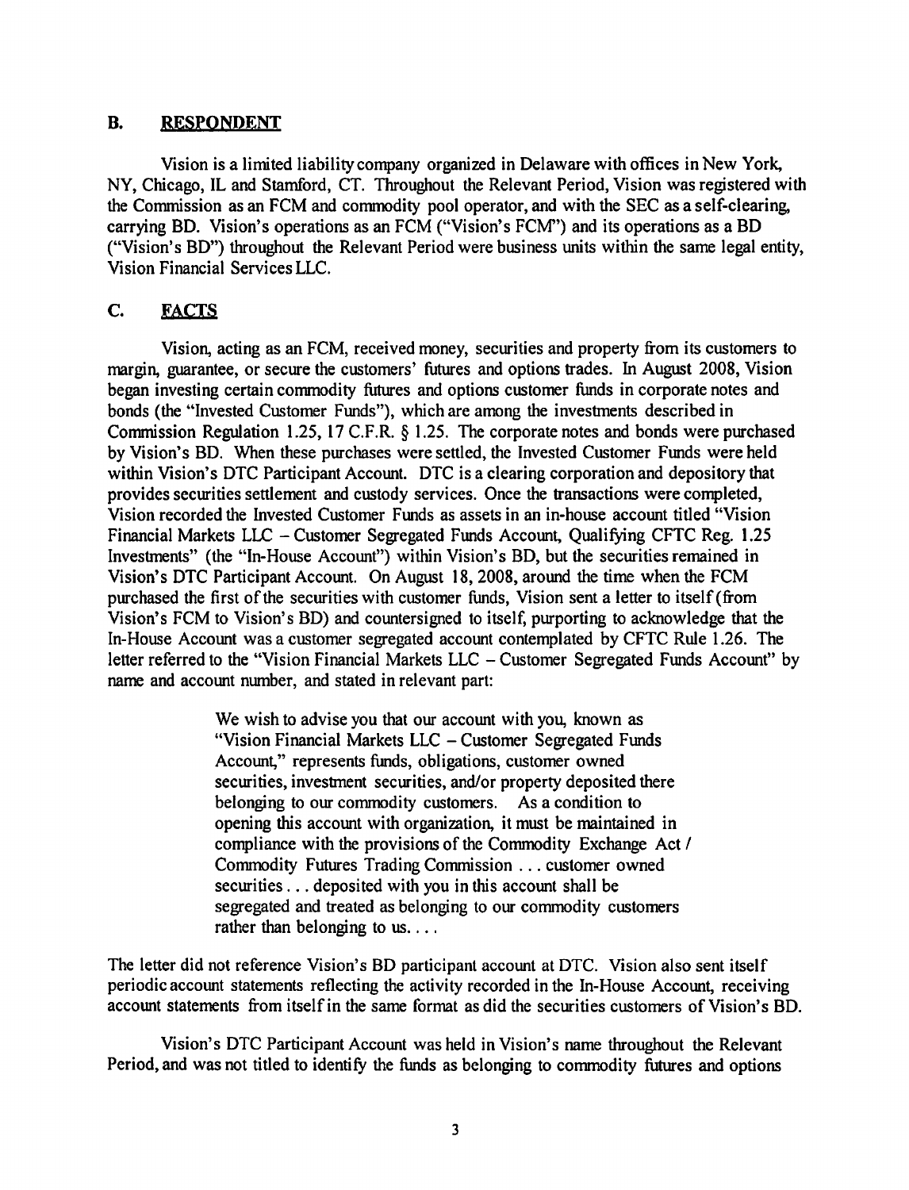## B. RESPONDENT

Vision is a limited liability company organized in Delaware with offices in New York, NY, Chicago, IL and Stamford, CT. Throughout the Relevant Period, Vision was registered with the Commission as an FCM and commodity pool operator, and with the SEC as a self-clearing, carrying BD. Vision's operations as an FCM ("Vision's FCM") and its operations as a BD ("Vision's BD") throughout the Relevant Period were business units within the same legal entity, Vision Financial Services LLC.

## C. FACTS

Vision, acting as an FCM, received money, securities and property from its customers to margin, guarantee, or secure the customers' futures and options trades. In August 2008, Vision began investing certain commodity futures and options customer funds in corporate notes and bonds (the "Invested Customer Funds"), which are among the investments described in Commission Regulation 1.25, 17 C.F.R. § 1.25. The corporate notes and bonds were purchased by Vision's BD. When these purchases were settled, the Invested Customer Funds were held within Vision's DTC Participant Account. DTC is a clearing corporation and depository that provides securities settlement and custody services. Once the transactions were completed, Vision recorded the Invested Customer Funds as assets in an in-house account titled "Vision Financial Markets LLC – Customer Segregated Funds Account, Qualifying CFTC Reg. 1.25 Investments" (the "In-House Account") within Vision's BD, but the securities remained in Vision's DTC Participant Account. On August 18, 2008, around the time when the FCM purchased the first of the securities with customer funds, Vision sent a letter to itself (from Vision's FCM to Vision's BD) and countersigned to itself, purporting to acknowledge that the In-House Account was a customer segregated account contemplated by CFTC Rule 1.26. The letter referred to the "Vision Financial Markets LLC – Customer Segregated Funds Account" by name and account number, and stated in relevant part:

> We wish to advise you that our account with you, known as "Vision Financial Markets LLC – Customer Segregated Funds Account," represents funds, obligations, customer owned securities, investment securities, and/or property deposited there belonging to our commodity customers. As a condition to opening this account with organization, it must be maintained in compliance with the provisions of the Commodity Exchange Act / Commodity Futures Trading Commission . . . customer owned securities . . . deposited with you in this account shall be segregated and treated as belonging to our commodity customers rather than belonging to us. . . .

The letter did not reference Vision's BD participant account at DTC. Vision also sent itself periodic account statements reflecting the activity recorded in the In-House Account, receiving account statements from itself in the same format as did the securities customers of Vision's BD.

Vision's DTC Participant Account was held in Vision's name throughout the Relevant Period, and was not titled to identify the funds as belonging to commodity futures and options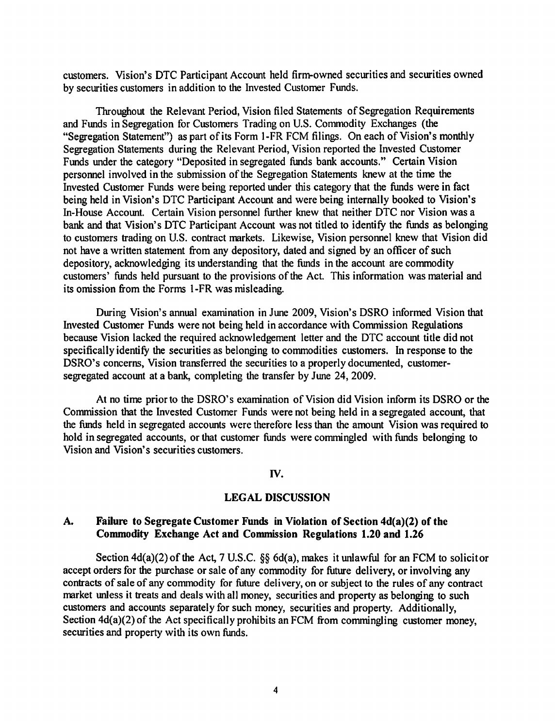customers. Vision's DTC Participant Account held firm-owned securities and securities owned by securities customers in addition to the Invested Customer Funds.

Throughout the Relevant Period, Vision filed Statements of Segregation Requirements and Funds in Segregation for Customers Trading on U.S. Commodity Exchanges (the "Segregation Statement") as part of its Form 1-FR FCM filings. On each of Vision's monthly Segregation Statements during the Relevant Period, Vision reported the Invested Customer Funds under the category "Deposited in segregated funds bank accounts." Certain Vision personnel involved in the submission of the Segregation Statements knew at the time the Invested Customer Funds were being reported under this category that the funds were in fact being held in Vision's DTC Participant Account and were being internally booked to Vision's In-House Account. Certain Vision personnel further knew that neither DTC nor Vision was a bank and that Vision's DTC Participant Account was not titled to identify the funds as belonging to customers trading on U.S. contract markets. Likewise, Vision personnel knew that Vision did not have a written statement from any depository, dated and signed by an officer of such depository, acknowledging its understanding that the funds in the account are commodity customers' funds held pursuant to the provisions of the Act. This information was material and its omission from the Forms 1-FR was misleading.

During Vision's annual examination in June 2009, Vision's DSRO informed Vision that Invested Customer Funds were not being held in accordance with Commission Regulations because Vision lacked the required acknowledgement letter and the DTC account title did not specifically identify the securities as belonging to commodities customers. In response to the DSRO's concerns, Vision transferred the securities to a properly documented, customer-segregated account at a bank, completing the transfer by June 24, 2009.

At no time prior to the DSRO's examination of Vision did Vision inform its DSRO or the Commission that the Invested Customer Funds were not being held in a segregated account, that the funds held in segregated accounts were therefore less than the amount Vision was required to hold in segregated accounts, or that customer funds were commingled with funds belonging to Vision and Vision's securities customers.

## IV.

## LEGAL DISCUSSION

### A. Failure to Segregate Customer Funds in Violation of Section 4d(a)(2) of the Commodity Exchange Act and Commission Regulations 1.20 and 1.26

Section 4d(a)(2) of the Act, 7 U.S.C. §§ 6d(a), makes it unlawful for an FCM to solicit or accept orders for the purchase or sale of any commodity for future delivery, or involving any contracts of sale of any commodity for future delivery, on or subject to the rules of any contract market unless it treats and deals with all money, securities and property as belonging to such customers and accounts separately for such money, securities and property. Additionally, Section 4d(a)(2) of the Act specifically prohibits an FCM from commingling customer money, securities and property with its own funds.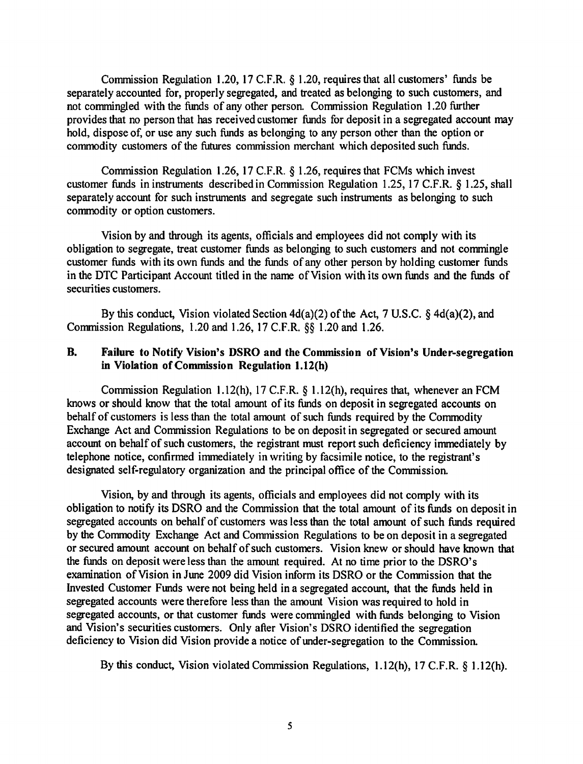Commission Regulation 1.20, 17 C.F.R. § 1.20, requires that all customers' funds be separately accounted for, properly segregated, and treated as belonging to such customers, and not commingled with the funds of any other person. Commission Regulation 1.20 further provides that no person that has received customer funds for deposit in a segregated account may hold, dispose of, or use any such funds as belonging to any person other than the option or commodity customers of the futures commission merchant which deposited such funds.

Commission Regulation 1.26, 17 C.F.R. § 1.26, requires that FCMs which invest customer funds in instruments described in Commission Regulation 1.25, 17 C.F.R. § 1.25, shall separately account for such instruments and segregate such instruments as belonging to such commodity or option customers.

Vision by and through its agents, officials and employees did not comply with its obligation to segregate, treat customer funds as belonging to such customers and not commingle customer funds with its own funds and the funds of any other person by holding customer funds in the DTC Participant Account titled in the name of Vision with its own funds and the funds of securities customers.

By this conduct, Vision violated Section 4d(a)(2) of the Act, 7 U.S.C. § 4d(a)(2), and Commission Regulations, 1.20 and 1.26, 17 C.F.R. §§ 1.20 and 1.26.

### B. Failure to Notify Vision's DSRO and the Commission of Vision's Under-segregation in Violation of Commission Regulation 1.12(h)

Commission Regulation 1.12(h), 17 C.F.R. § 1.12(h), requires that, whenever an FCM knows or should know that the total amount of its funds on deposit in segregated accounts on behalf of customers is less than the total amount of such funds required by the Commodity Exchange Act and Commission Regulations to be on deposit in segregated or secured amount account on behalf of such customers, the registrant must report such deficiency immediately by telephone notice, confirmed immediately in writing by facsimile notice, to the registrant's designated self-regulatory organization and the principal office of the Commission.

Vision, by and through its agents, officials and employees did not comply with its obligation to notify its DSRO and the Commission that the total amount of its funds on deposit in segregated accounts on behalf of customers was less than the total amount of such funds required by the Commodity Exchange Act and Commission Regulations to be on deposit in a segregated or secured amount account on behalf of such customers. Vision knew or should have known that the funds on deposit were less than the amount required. At no time prior to the DSRO's examination of Vision in June 2009 did Vision inform its DSRO or the Commission that the Invested Customer Funds were not being held in a segregated account, that the funds held in segregated accounts were therefore less than the amount Vision was required to hold in segregated accounts, or that customer funds were commingled with funds belonging to Vision and Vision's securities customers. Only after Vision's DSRO identified the segregation deficiency to Vision did Vision provide a notice of under-segregation to the Commission.

By this conduct, Vision violated Commission Regulations, 1.12(h), 17 C.F.R. § 1.12(h).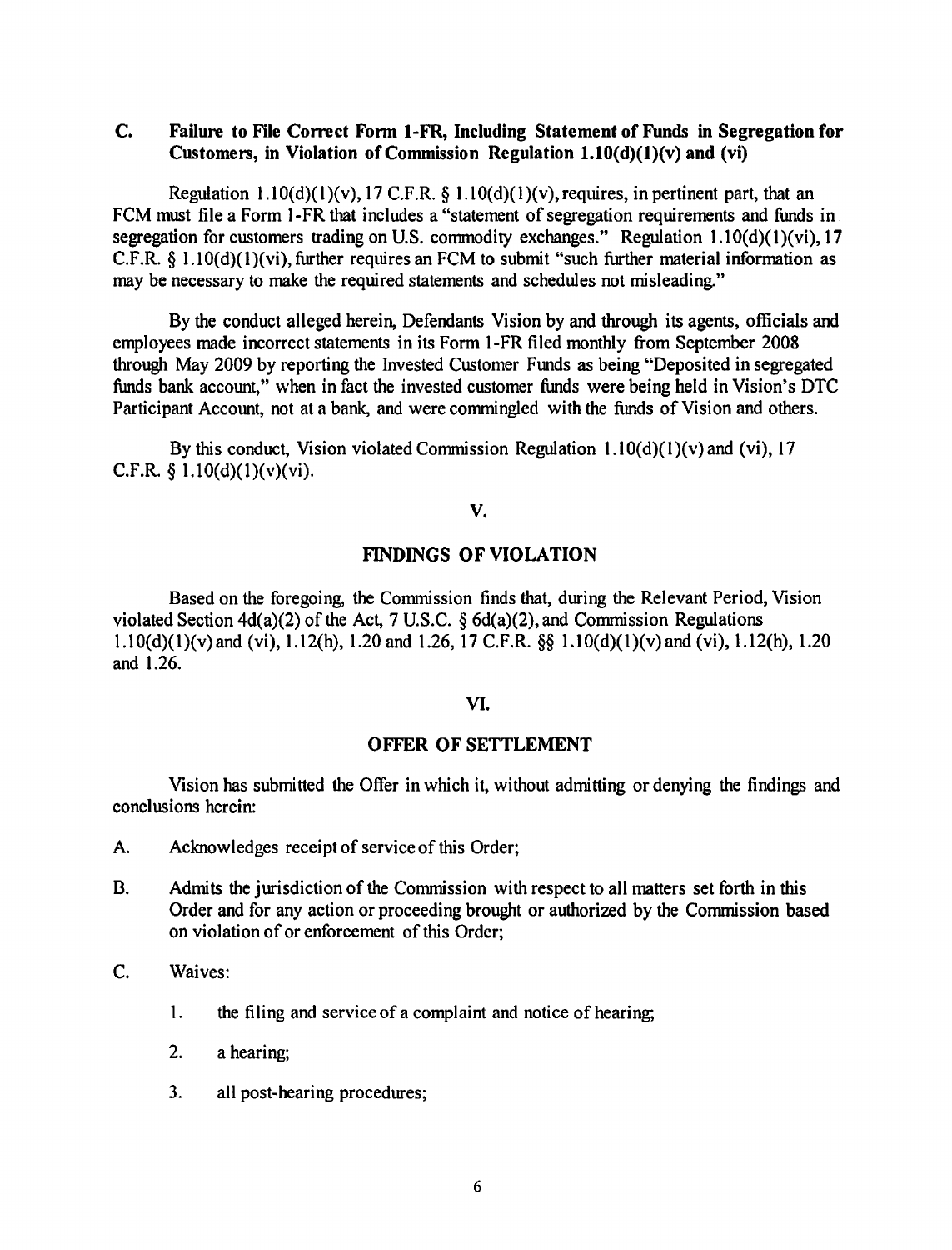### C. Failure to File Correct Form 1-FR, Including Statement of Funds in Segregation for Customers, in Violation of Commission Regulation 1.10(d)(1)(v) and (vi)

Regulation 1.10(d)(1)(v), 17 C.F.R. § 1.10(d)(1)(v), requires, in pertinent part, that an FCM must file a Form 1-FR that includes a "statement of segregation requirements and funds in segregation for customers trading on U.S. commodity exchanges." Regulation 1.10(d)(1)(vi), 17 C.F.R. § 1.10(d)(1)(vi), further requires an FCM to submit "such further material information as may be necessary to make the required statements and schedules not misleading."

By the conduct alleged herein, Defendants Vision by and through its agents, officials and employees made incorrect statements in its Form 1-FR filed monthly from September 2008 through May 2009 by reporting the Invested Customer Funds as being "Deposited in segregated funds bank account," when in fact the invested customer funds were being held in Vision's DTC Participant Account, not at a bank, and were commingled with the funds of Vision and others.

By this conduct, Vision violated Commission Regulation 1.10(d)(1)(v) and (vi), 17 C.F.R. § 1.10(d)(1)(v)(vi).

## V.

## FINDINGS OF VIOLATION

Based on the foregoing, the Commission finds that, during the Relevant Period, Vision violated Section 4d(a)(2) of the Act, 7 U.S.C. § 6d(a)(2), and Commission Regulations 1.10(d)(1)(v) and (vi), 1.12(h), 1.20 and 1.26, 17 C.F.R. §§ 1.10(d)(1)(v) and (vi), 1.12(h), 1.20 and 1.26.

## VI.

## OFFER OF SETTLEMENT

Vision has submitted the Offer in which it, without admitting or denying the findings and conclusions herein:

A. Acknowledges receipt of service of this Order;

B. Admits the jurisdiction of the Commission with respect to all matters set forth in this Order and for any action or proceeding brought or authorized by the Commission based on violation of or enforcement of this Order;

C. Waives:

1. the filing and service of a complaint and notice of hearing;
2. a hearing;
3. all post-hearing procedures;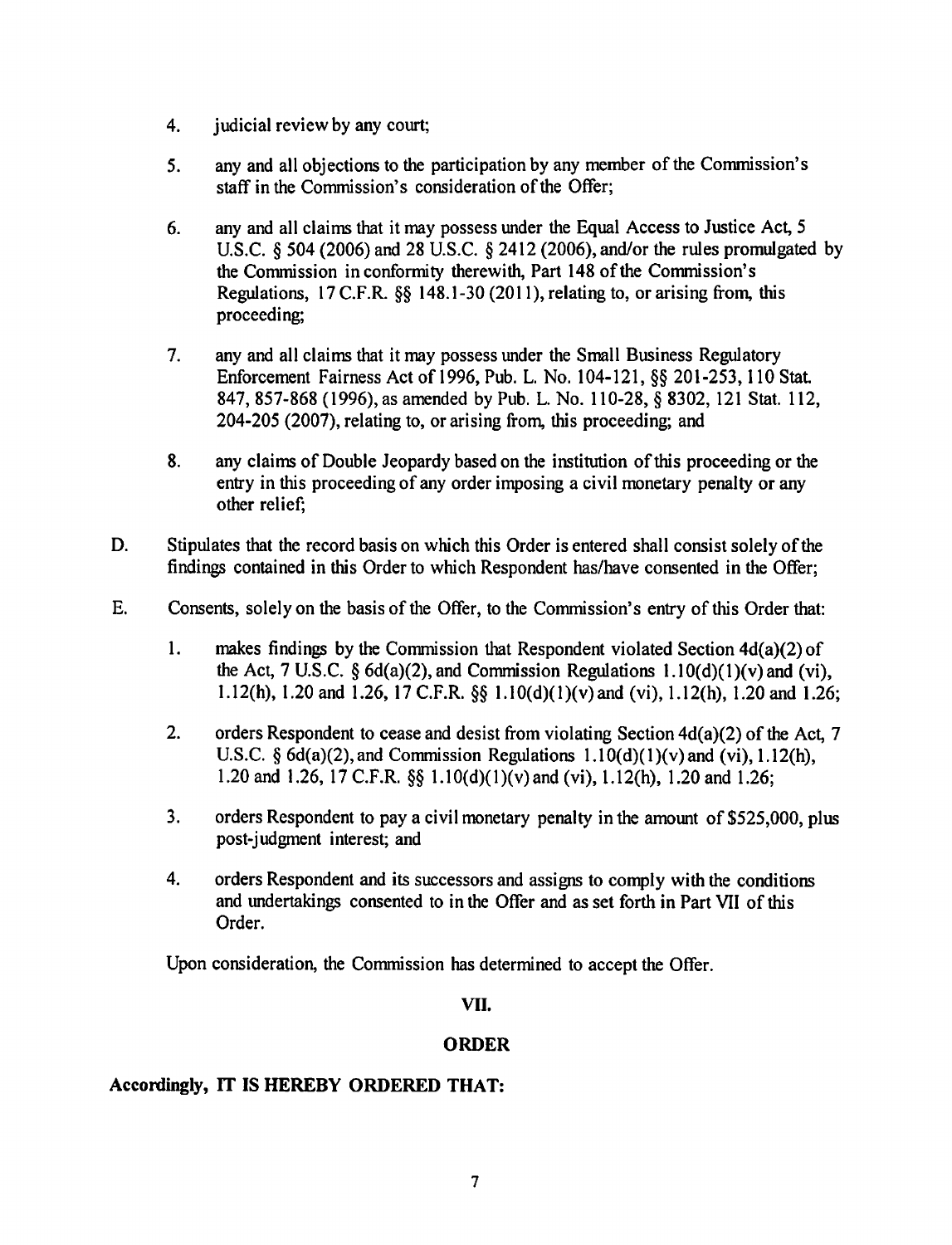4. judicial review by any court;

5. any and all objections to the participation by any member of the Commission's staff in the Commission's consideration of the Offer;

6. any and all claims that it may possess under the Equal Access to Justice Act, 5 U.S.C. § 504 (2006) and 28 U.S.C. § 2412 (2006), and/or the rules promulgated by the Commission in conformity therewith, Part 148 of the Commission's Regulations, 17 C.F.R. §§ 148.1-30 (2011), relating to, or arising from, this proceeding;

7. any and all claims that it may possess under the Small Business Regulatory Enforcement Fairness Act of 1996, Pub. L. No. 104-121, §§ 201-253, 110 Stat. 847, 857-868 (1996), as amended by Pub. L. No. 110-28, § 8302, 121 Stat. 112, 204-205 (2007), relating to, or arising from, this proceeding; and

8. any claims of Double Jeopardy based on the institution of this proceeding or the entry in this proceeding of any order imposing a civil monetary penalty or any other relief;

D. Stipulates that the record basis on which this Order is entered shall consist solely of the findings contained in this Order to which Respondent has/have consented in the Offer;

E. Consents, solely on the basis of the Offer, to the Commission's entry of this Order that:

1. makes findings by the Commission that Respondent violated Section 4d(a)(2) of the Act, 7 U.S.C. § 6d(a)(2), and Commission Regulations 1.10(d)(1)(v) and (vi), 1.12(h), 1.20 and 1.26, 17 C.F.R. §§ 1.10(d)(1)(v) and (vi), 1.12(h), 1.20 and 1.26;

2. orders Respondent to cease and desist from violating Section 4d(a)(2) of the Act, 7 U.S.C. § 6d(a)(2), and Commission Regulations 1.10(d)(1)(v) and (vi), 1.12(h), 1.20 and 1.26, 17 C.F.R. §§ 1.10(d)(1)(v) and (vi), 1.12(h), 1.20 and 1.26;

3. orders Respondent to pay a civil monetary penalty in the amount of $525,000, plus post-judgment interest; and

4. orders Respondent and its successors and assigns to comply with the conditions and undertakings consented to in the Offer and as set forth in Part VII of this Order.

Upon consideration, the Commission has determined to accept the Offer.

## VII.

## ORDER

**Accordingly, IT IS HEREBY ORDERED THAT:**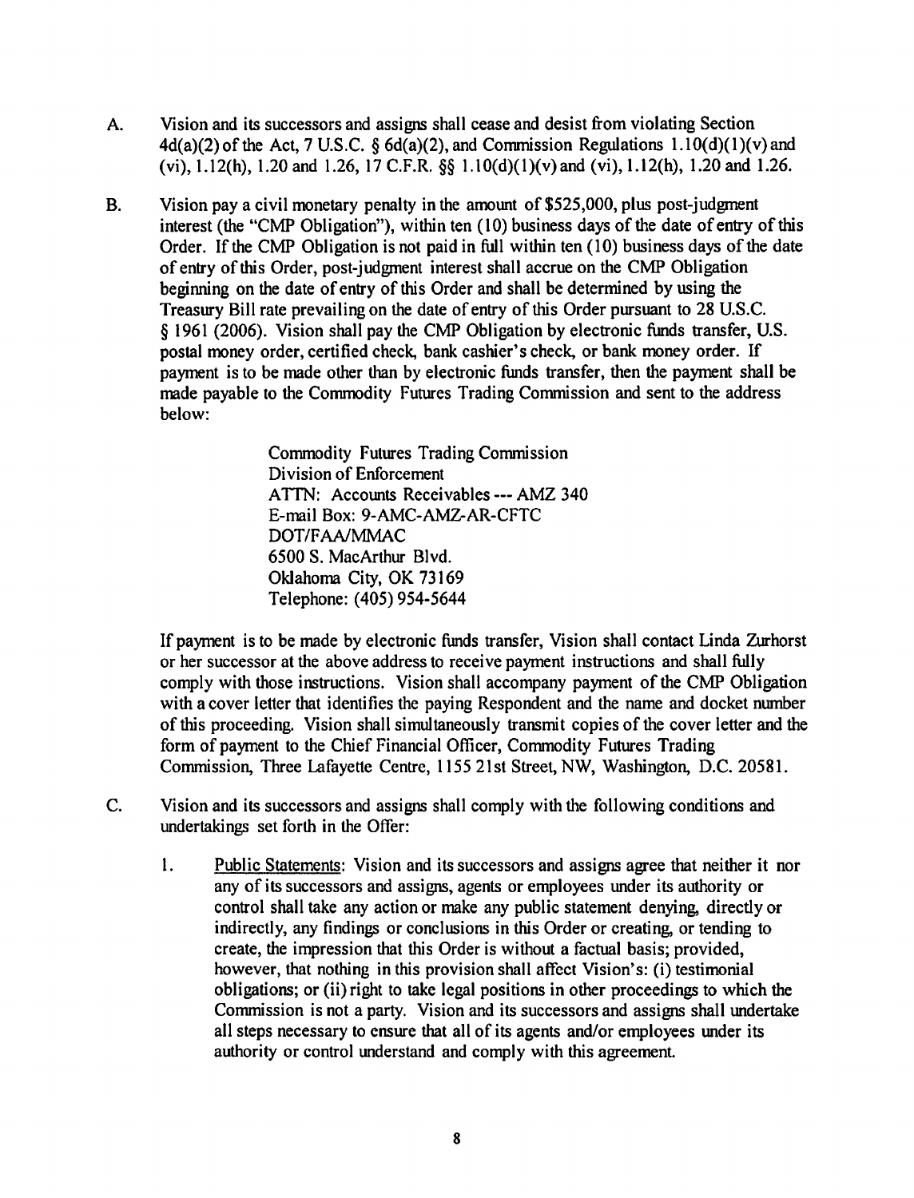A. Vision and its successors and assigns shall cease and desist from violating Section 4d(a)(2) of the Act, 7 U.S.C. § 6d(a)(2), and Commission Regulations 1.10(d)(1)(v) and (vi), 1.12(h), 1.20 and 1.26, 17 C.F.R. §§ 1.10(d)(1)(v) and (vi), 1.12(h), 1.20 and 1.26.

B. Vision pay a civil monetary penalty in the amount of $525,000, plus post-judgment interest (the "CMP Obligation"), within ten (10) business days of the date of entry of this Order. If the CMP Obligation is not paid in full within ten (10) business days of the date of entry of this Order, post-judgment interest shall accrue on the CMP Obligation beginning on the date of entry of this Order and shall be determined by using the Treasury Bill rate prevailing on the date of entry of this Order pursuant to 28 U.S.C. § 1961 (2006). Vision shall pay the CMP Obligation by electronic funds transfer, U.S. postal money order, certified check, bank cashier's check, or bank money order. If payment is to be made other than by electronic funds transfer, then the payment shall be made payable to the Commodity Futures Trading Commission and sent to the address below:

   Commodity Futures Trading Commission
   Division of Enforcement
   ATTN: Accounts Receivables --- AMZ 340
   E-mail Box: 9-AMC-AMZ-AR-CFTC
   DOT/FAA/MMAC
   6500 S. MacArthur Blvd.
   Oklahoma City, OK 73169
   Telephone: (405) 954-5644

   If payment is to be made by electronic funds transfer, Vision shall contact Linda Zurhorst or her successor at the above address to receive payment instructions and shall fully comply with those instructions. Vision shall accompany payment of the CMP Obligation with a cover letter that identifies the paying Respondent and the name and docket number of this proceeding. Vision shall simultaneously transmit copies of the cover letter and the form of payment to the Chief Financial Officer, Commodity Futures Trading Commission, Three Lafayette Centre, 1155 21st Street, NW, Washington, D.C. 20581.

C. Vision and its successors and assigns shall comply with the following conditions and undertakings set forth in the Offer:

   1. Public Statements: Vision and its successors and assigns agree that neither it nor any of its successors and assigns, agents or employees under its authority or control shall take any action or make any public statement denying, directly or indirectly, any findings or conclusions in this Order or creating, or tending to create, the impression that this Order is without a factual basis; provided, however, that nothing in this provision shall affect Vision's: (i) testimonial obligations; or (ii) right to take legal positions in other proceedings to which the Commission is not a party. Vision and its successors and assigns shall undertake all steps necessary to ensure that all of its agents and/or employees under its authority or control understand and comply with this agreement.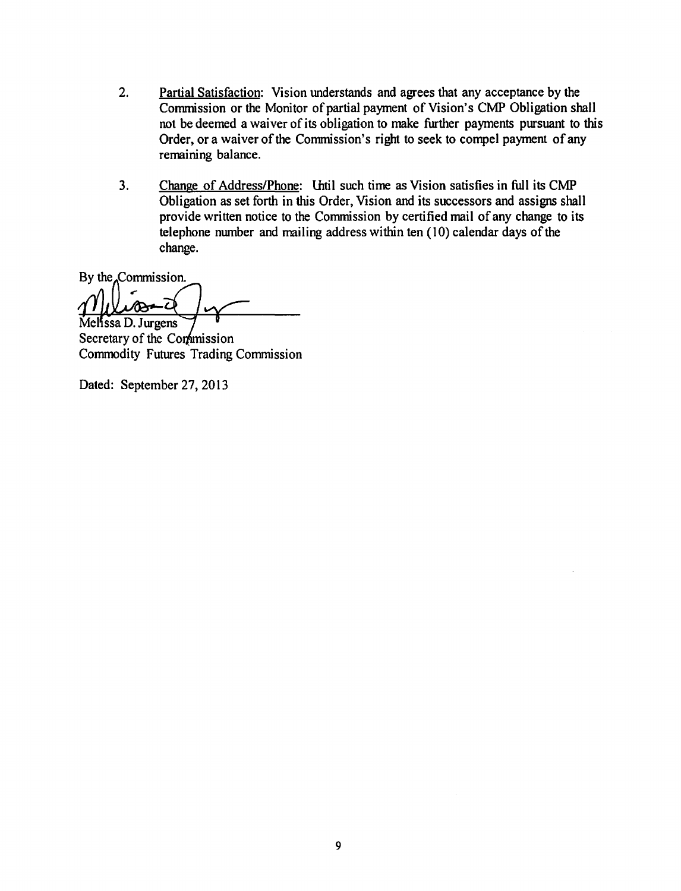2. Partial Satisfaction: Vision understands and agrees that any acceptance by the Commission or the Monitor of partial payment of Vision's CMP Obligation shall not be deemed a waiver of its obligation to make further payments pursuant to this Order, or a waiver of the Commission's right to seek to compel payment of any remaining balance.

3. Change of Address/Phone: Until such time as Vision satisfies in full its CMP Obligation as set forth in this Order, Vision and its successors and assigns shall provide written notice to the Commission by certified mail of any change to its telephone number and mailing address within ten (10) calendar days of the change.

By the Commission.

Melissa D. Jurgens
Secretary of the Commission
Commodity Futures Trading Commission

Dated: September 27, 2013